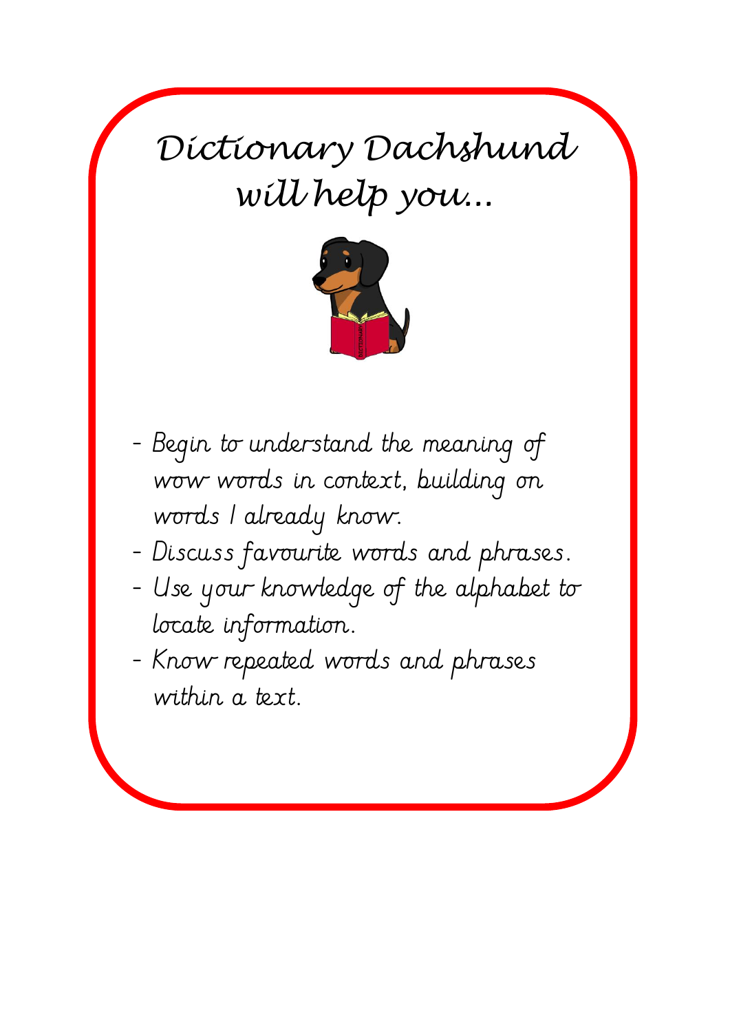# Dictionary Dachshund will help you...

- Begin to understand the meaning of wow words in context, building on words I already know.
- Discuss favourite words and phrases.
- Use your knowledge of the alphabet to locate information.
- Know repeated words and phrases within a text.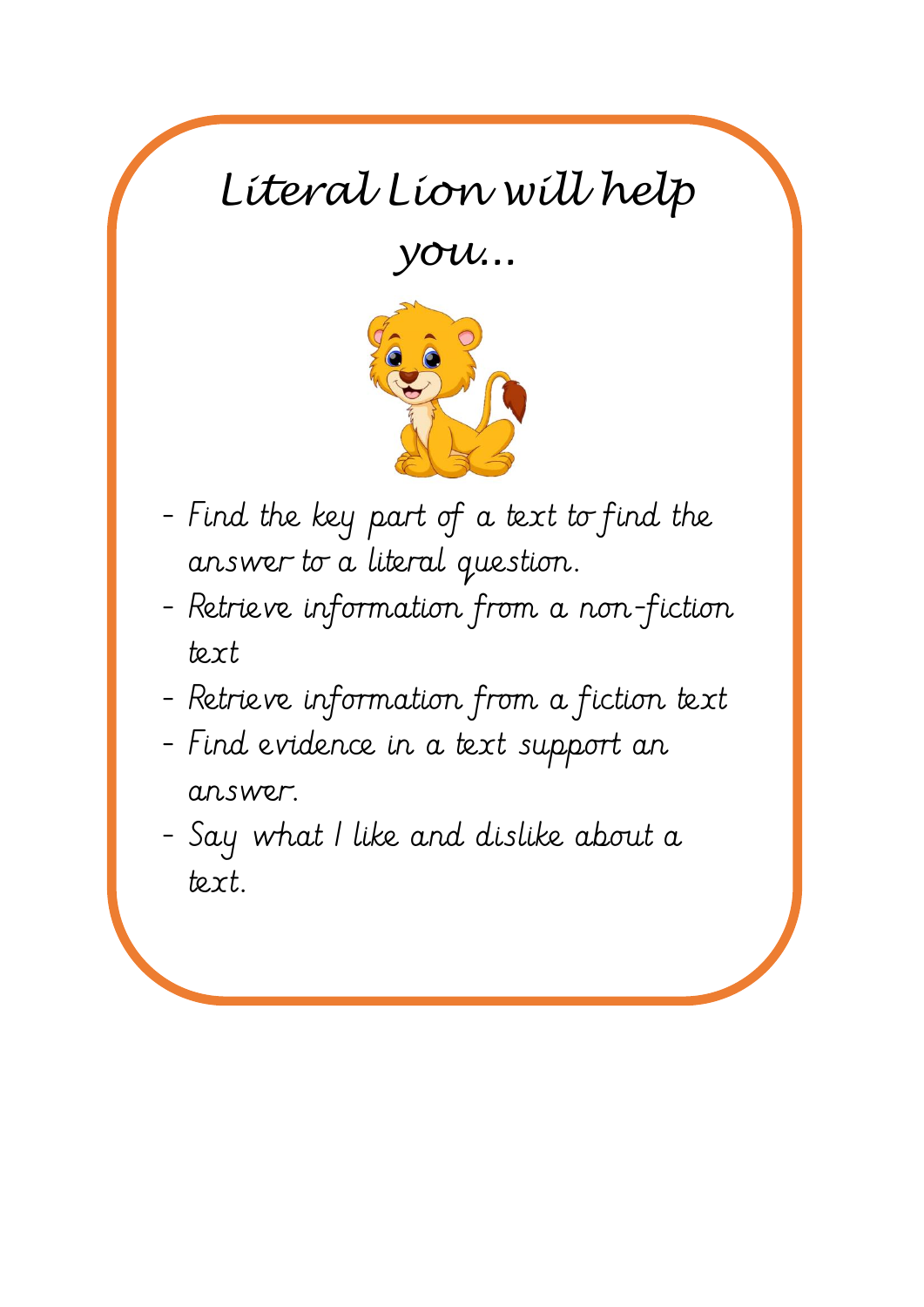# *Literal Lion will help you...*

- Find the key part of a text to find the answer to a literal question.
- Retrieve information from a non-fiction text
- Retrieve information from a fiction text
- Find evidence in a text support an answer.
- Say what I like and dislike about a text.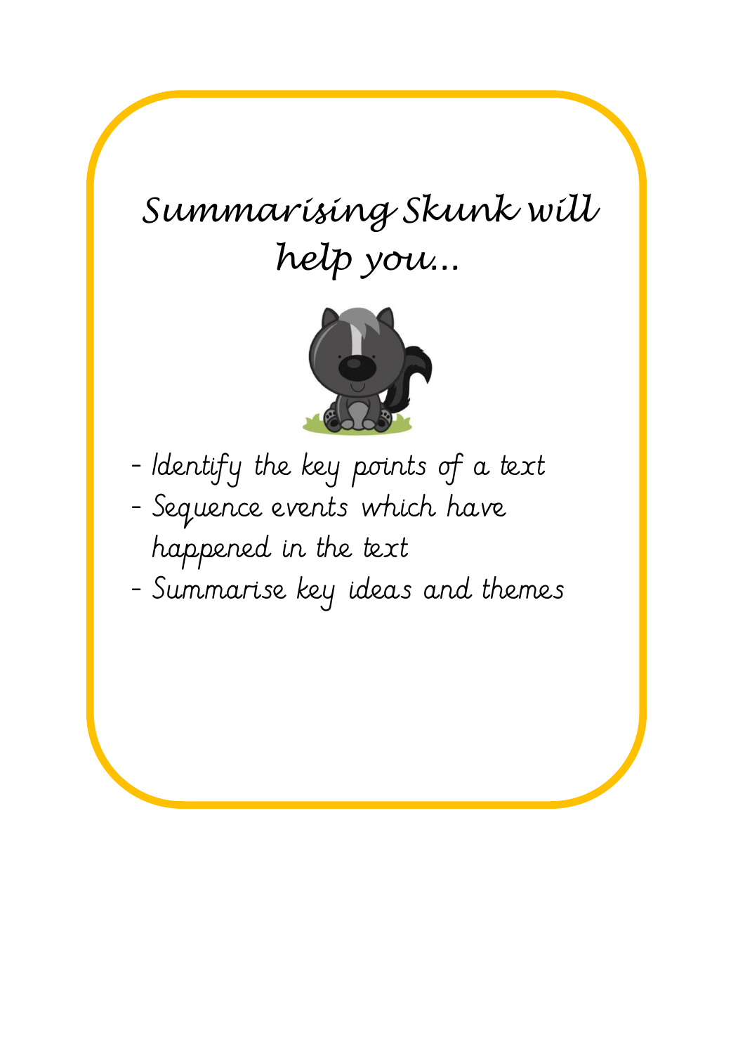# *Summarising Skunk will help you...*

- Identify the key points of a text
- Sequence events which have happened in the text
- Summarise key ideas and themes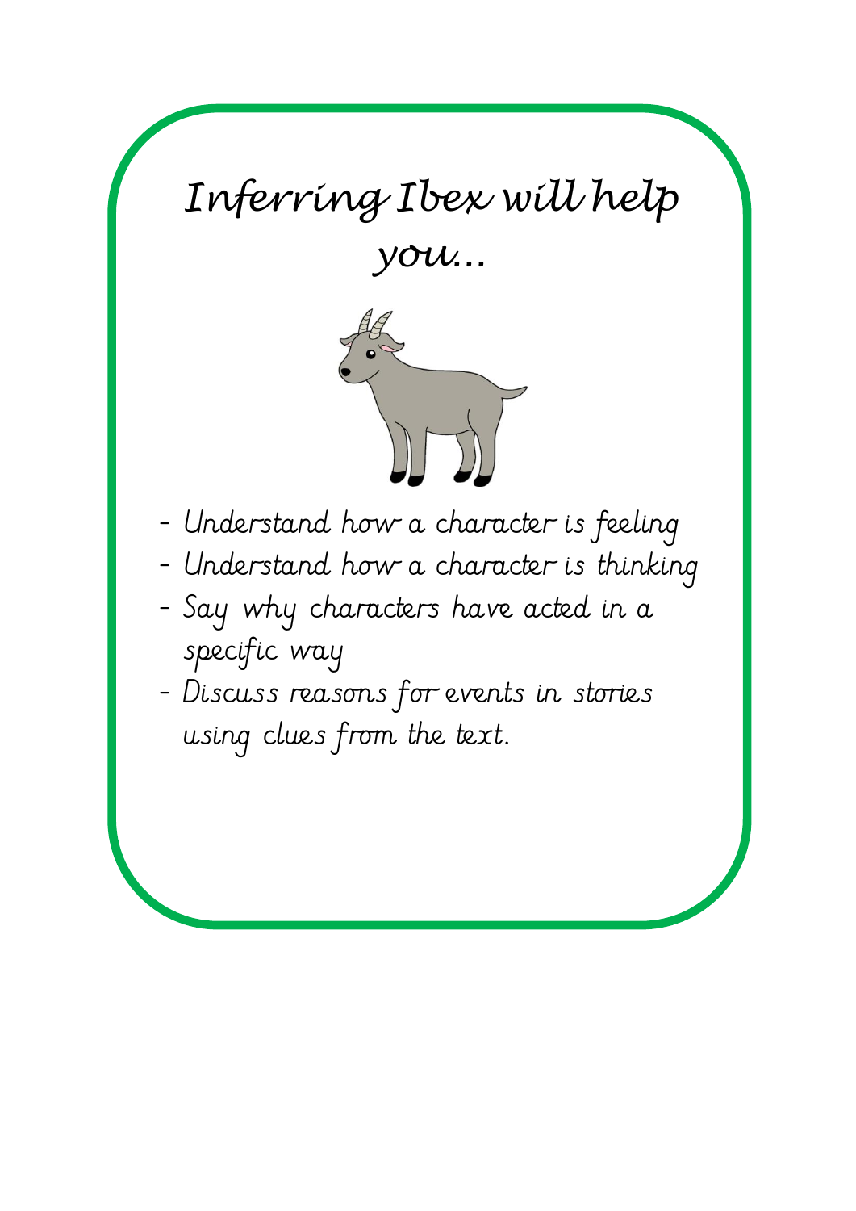# *Inferring Ibex will help you…*

- Understand how a character is feeling
- Understand how a character is thinking
- Say why characters have acted in a specific way
- Discuss reasons for events in stories using clues from the text.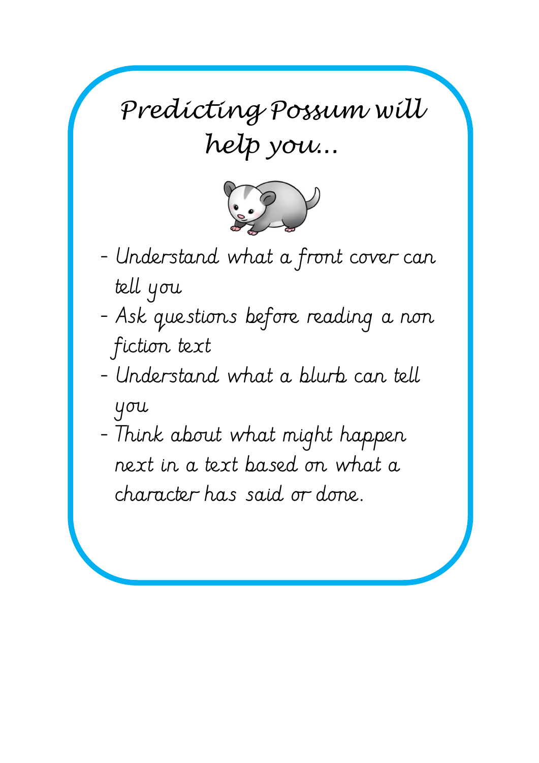# Predicting Possum will help you...

- Understand what a front cover can tell you
- Ask questions before reading a non fiction text
- Understand what a blurb can tell you
- Think about what might happen next in a text based on what a character has said or done.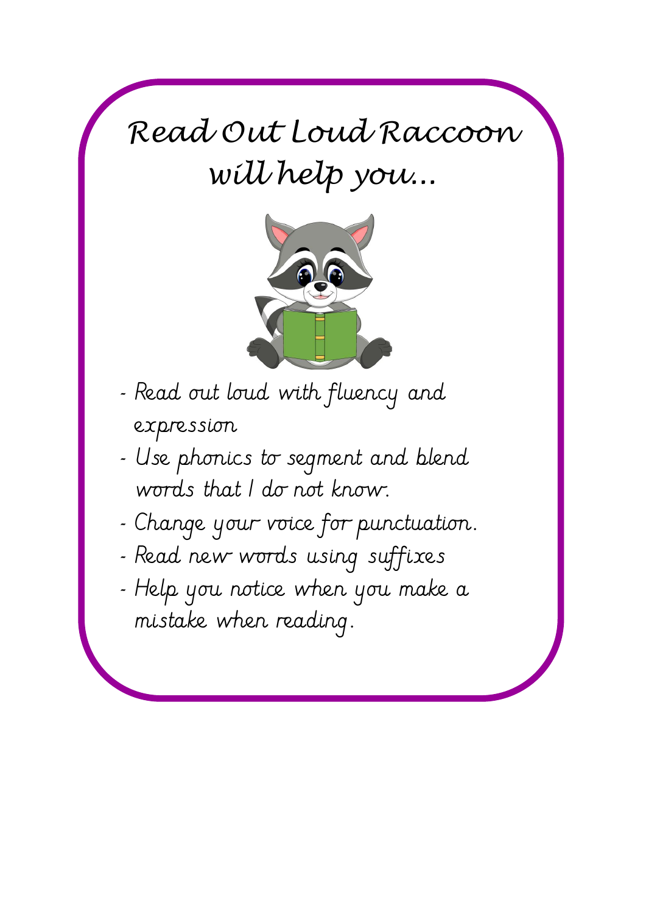# Read Out Loud Raccoon will help you...

- Read out loud with fluency and expression
- Use phonics to segment and blend words that I do not know.
- Change your voice for punctuation.
- Read new words using suffixes
- Help you notice when you make a mistake when reading.